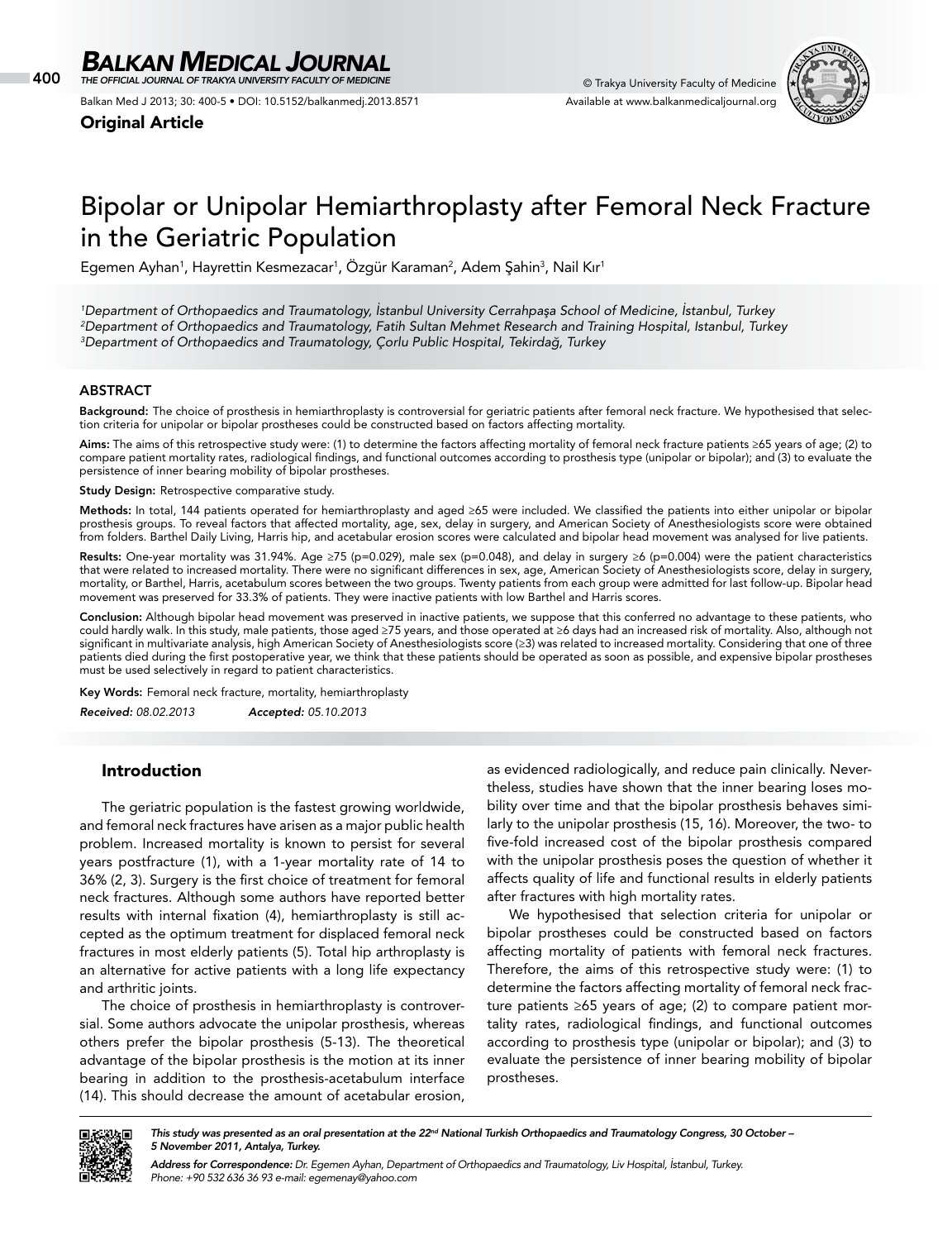Original Article

# Bipolar or Unipolar Hemiarthroplasty after Femoral Neck Fracture in the Geriatric Population

Egemen Ayhan[1], Hayrettin Kesmezacar[1], Özgür Karaman[2], Adem Şahin[3], Nail Kır[1]

[1]*Department of Orthopaedics and Traumatology, İstanbul University Cerrahpaşa School of Medicine, İstanbul, Turkey*
[2]*Department of Orthopaedics and Traumatology, Fatih Sultan Mehmet Research and Training Hospital, Istanbul, Turkey*
[3]*Department of Orthopaedics and Traumatology, Çorlu Public Hospital, Tekirdağ, Turkey*

## ABSTRACT

**Background:** The choice of prosthesis in hemiarthroplasty is controversial for geriatric patients after femoral neck fracture. We hypothesised that selection criteria for unipolar or bipolar prostheses could be constructed based on factors affecting mortality.

**Aims:** The aims of this retrospective study were: (1) to determine the factors affecting mortality of femoral neck fracture patients ≥65 years of age; (2) to compare patient mortality rates, radiological findings, and functional outcomes according to prosthesis type (unipolar or bipolar); and (3) to evaluate the persistence of inner bearing mobility of bipolar prostheses.

**Study Design:** Retrospective comparative study.

**Methods:** In total, 144 patients operated for hemiarthroplasty and aged ≥65 were included. We classified the patients into either unipolar or bipolar prosthesis groups. To reveal factors that affected mortality, age, sex, delay in surgery, and American Society of Anesthesiologists score were obtained from folders. Barthel Daily Living, Harris hip, and acetabular erosion scores were calculated and bipolar head movement was analysed for live patients.

**Results:** One-year mortality was 31.94%. Age ≥75 (p=0.029), male sex (p=0.048), and delay in surgery ≥6 (p=0.004) were the patient characteristics that were related to increased mortality. There were no significant differences in sex, age, American Society of Anesthesiologists score, delay in surgery, mortality, or Barthel, Harris, acetabulum scores between the two groups. Twenty patients from each group were admitted for last follow-up. Bipolar head movement was preserved for 33.3% of patients. They were inactive patients with low Barthel and Harris scores.

**Conclusion:** Although bipolar head movement was preserved in inactive patients, we suppose that this conferred no advantage to these patients, who could hardly walk. In this study, male patients, those aged ≥75 years, and those operated at ≥6 days had an increased risk of mortality. Also, although not significant in multivariate analysis, high American Society of Anesthesiologists score (≥3) was related to increased mortality. Considering that one of three patients died during the first postoperative year, we think that these patients should be operated as soon as possible, and expensive bipolar prostheses must be used selectively in regard to patient characteristics.

**Key Words:** Femoral neck fracture, mortality, hemiarthroplasty

*Received: 08.02.2013* *Accepted: 05.10.2013*

## Introduction

The geriatric population is the fastest growing worldwide, and femoral neck fractures have arisen as a major public health problem. Increased mortality is known to persist for several years postfracture (1), with a 1-year mortality rate of 14 to 36% (2, 3). Surgery is the first choice of treatment for femoral neck fractures. Although some authors have reported better results with internal fixation (4), hemiarthroplasty is still accepted as the optimum treatment for displaced femoral neck fractures in most elderly patients (5). Total hip arthroplasty is an alternative for active patients with a long life expectancy and arthritic joints.

The choice of prosthesis in hemiarthroplasty is controversial. Some authors advocate the unipolar prosthesis, whereas others prefer the bipolar prosthesis (5-13). The theoretical advantage of the bipolar prosthesis is the motion at its inner bearing in addition to the prosthesis-acetabulum interface (14). This should decrease the amount of acetabular erosion, as evidenced radiologically, and reduce pain clinically. Nevertheless, studies have shown that the inner bearing loses mobility over time and that the bipolar prosthesis behaves similarly to the unipolar prosthesis (15, 16). Moreover, the two- to five-fold increased cost of the bipolar prosthesis compared with the unipolar prosthesis poses the question of whether it affects quality of life and functional results in elderly patients after fractures with high mortality rates.

We hypothesised that selection criteria for unipolar or bipolar prostheses could be constructed based on factors affecting mortality of patients with femoral neck fractures. Therefore, the aims of this retrospective study were: (1) to determine the factors affecting mortality of femoral neck fracture patients ≥65 years of age; (2) to compare patient mortality rates, radiological findings, and functional outcomes according to prosthesis type (unipolar or bipolar); and (3) to evaluate the persistence of inner bearing mobility of bipolar prostheses.

*This study was presented as an oral presentation at the 22nd National Turkish Orthopaedics and Traumatology Congress, 30 October – 5 November 2011, Antalya, Turkey.*

*Address for Correspondence: Dr. Egemen Ayhan, Department of Orthopaedics and Traumatology, Liv Hospital, İstanbul, Turkey. Phone: +90 532 636 36 93 e-mail: egemenay@yahoo.com*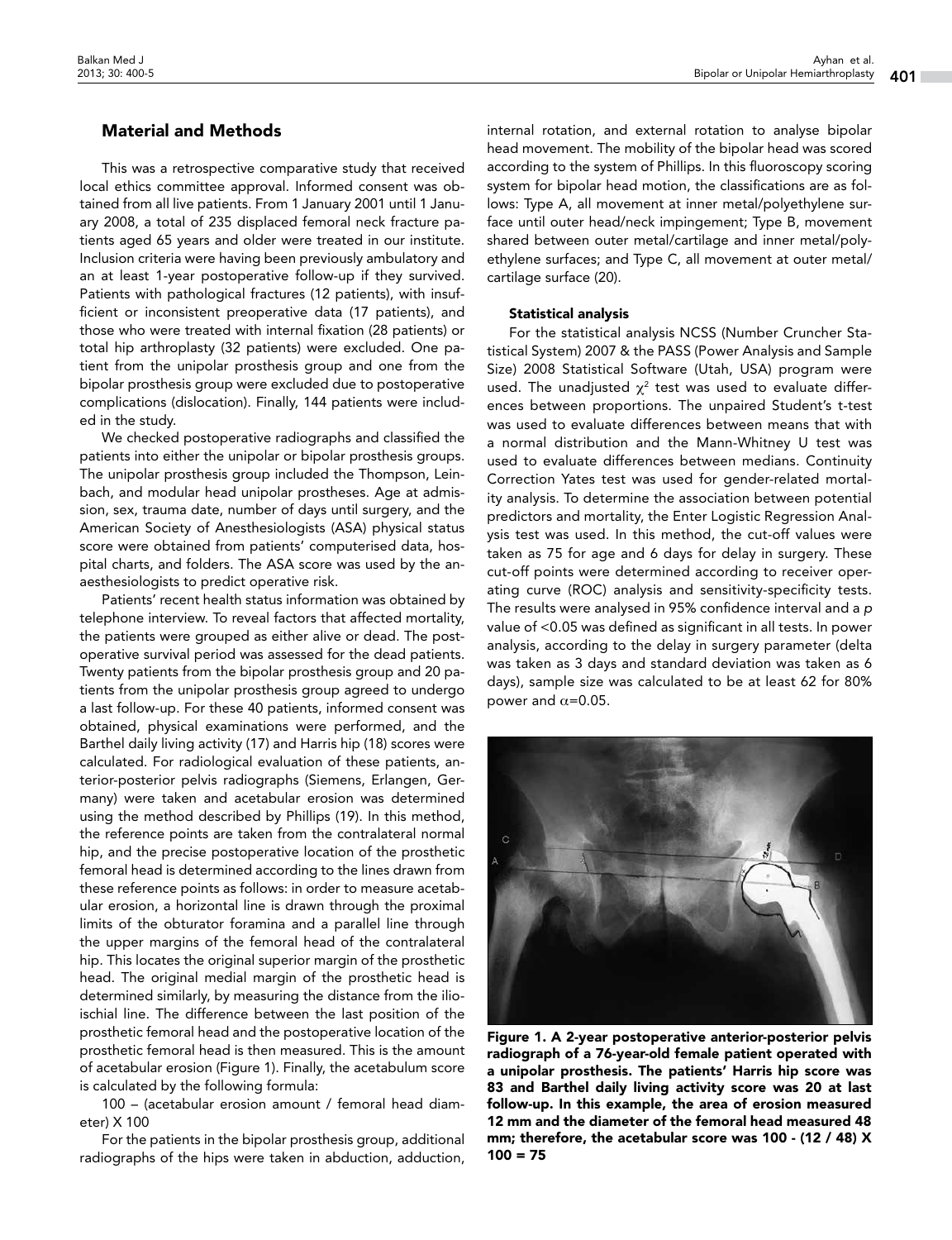## Material and Methods

This was a retrospective comparative study that received local ethics committee approval. Informed consent was obtained from all live patients. From 1 January 2001 until 1 January 2008, a total of 235 displaced femoral neck fracture patients aged 65 years and older were treated in our institute. Inclusion criteria were having been previously ambulatory and an at least 1-year postoperative follow-up if they survived. Patients with pathological fractures (12 patients), with insufficient or inconsistent preoperative data (17 patients), and those who were treated with internal fixation (28 patients) or total hip arthroplasty (32 patients) were excluded. One patient from the unipolar prosthesis group and one from the bipolar prosthesis group were excluded due to postoperative complications (dislocation). Finally, 144 patients were included in the study.

We checked postoperative radiographs and classified the patients into either the unipolar or bipolar prosthesis groups. The unipolar prosthesis group included the Thompson, Leinbach, and modular head unipolar prostheses. Age at admission, sex, trauma date, number of days until surgery, and the American Society of Anesthesiologists (ASA) physical status score were obtained from patients' computerised data, hospital charts, and folders. The ASA score was used by the anaesthesiologists to predict operative risk.

Patients' recent health status information was obtained by telephone interview. To reveal factors that affected mortality, the patients were grouped as either alive or dead. The postoperative survival period was assessed for the dead patients. Twenty patients from the bipolar prosthesis group and 20 patients from the unipolar prosthesis group agreed to undergo a last follow-up. For these 40 patients, informed consent was obtained, physical examinations were performed, and the Barthel daily living activity (17) and Harris hip (18) scores were calculated. For radiological evaluation of these patients, anterior-posterior pelvis radiographs (Siemens, Erlangen, Germany) were taken and acetabular erosion was determined using the method described by Phillips (19). In this method, the reference points are taken from the contralateral normal hip, and the precise postoperative location of the prosthetic femoral head is determined according to the lines drawn from these reference points as follows: in order to measure acetabular erosion, a horizontal line is drawn through the proximal limits of the obturator foramina and a parallel line through the upper margins of the femoral head of the contralateral hip. This locates the original superior margin of the prosthetic head. The original medial margin of the prosthetic head is determined similarly, by measuring the distance from the ilioischial line. The difference between the last position of the prosthetic femoral head and the postoperative location of the prosthetic femoral head is then measured. This is the amount of acetabular erosion (Figure 1). Finally, the acetabulum score is calculated by the following formula:

100 – (acetabular erosion amount / femoral head diameter) X 100

For the patients in the bipolar prosthesis group, additional radiographs of the hips were taken in abduction, adduction, internal rotation, and external rotation to analyse bipolar head movement. The mobility of the bipolar head was scored according to the system of Phillips. In this fluoroscopy scoring system for bipolar head motion, the classifications are as follows: Type A, all movement at inner metal/polyethylene surface until outer head/neck impingement; Type B, movement shared between outer metal/cartilage and inner metal/polyethylene surfaces; and Type C, all movement at outer metal/cartilage surface (20).

### Statistical analysis

For the statistical analysis NCSS (Number Cruncher Statistical System) 2007 & the PASS (Power Analysis and Sample Size) 2008 Statistical Software (Utah, USA) program were used. The unadjusted $\chi^2$ test was used to evaluate differences between proportions. The unpaired Student's t-test was used to evaluate differences between means that with a normal distribution and the Mann-Whitney U test was used to evaluate differences between medians. Continuity Correction Yates test was used for gender-related mortality analysis. To determine the association between potential predictors and mortality, the Enter Logistic Regression Analysis test was used. In this method, the cut-off values were taken as 75 for age and 6 days for delay in surgery. These cut-off points were determined according to receiver operating curve (ROC) analysis and sensitivity-specificity tests. The results were analysed in 95% confidence interval and a $p$ value of <0.05 was defined as significant in all tests. In power analysis, according to the delay in surgery parameter (delta was taken as 3 days and standard deviation was taken as 6 days), sample size was calculated to be at least 62 for 80% power and $\alpha$=0.05.

**Figure 1. A 2-year postoperative anterior-posterior pelvis radiograph of a 76-year-old female patient operated with a unipolar prosthesis. The patients' Harris hip score was 83 and Barthel daily living activity score was 20 at last follow-up. In this example, the area of erosion measured 12 mm and the diameter of the femoral head measured 48 mm; therefore, the acetabular score was 100 - (12 / 48) X 100 = 75**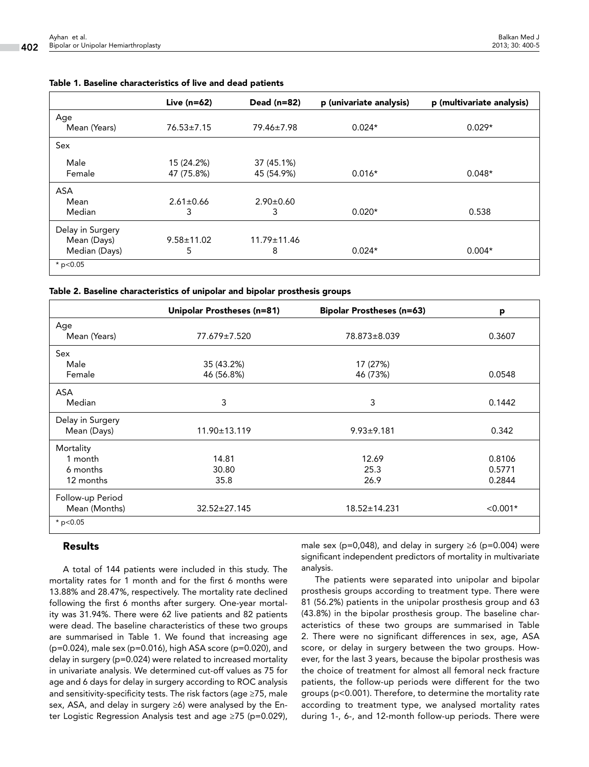**Table 1. Baseline characteristics of live and dead patients**

| | Live (n=62) | Dead (n=82) | p (univariate analysis) | p (multivariate analysis) |
|---|---|---|---|---|
| Age | | | | |
| Mean (Years) | 76.53±7.15 | 79.46±7.98 | 0.024* | 0.029* |
| Sex | | | | |
| Male | 15 (24.2%) | 37 (45.1%) | | |
| Female | 47 (75.8%) | 45 (54.9%) | 0.016* | 0.048* |
| ASA | | | | |
| Mean | 2.61±0.66 | 2.90±0.60 | | |
| Median | 3 | 3 | 0.020* | 0.538 |
| Delay in Surgery | | | | |
| Mean (Days) | 9.58±11.02 | 11.79±11.46 | | |
| Median (Days) | 5 | 8 | 0.024* | 0.004* |

* p<0.05

**Table 2. Baseline characteristics of unipolar and bipolar prosthesis groups**

| | Unipolar Prostheses (n=81) | Bipolar Prostheses (n=63) | p |
|---|---|---|---|
| Age | | | |
| Mean (Years) | 77.679±7.520 | 78.873±8.039 | 0.3607 |
| Sex | | | |
| Male | 35 (43.2%) | 17 (27%) | |
| Female | 46 (56.8%) | 46 (73%) | 0.0548 |
| ASA | | | |
| Median | 3 | 3 | 0.1442 |
| Delay in Surgery | | | |
| Mean (Days) | 11.90±13.119 | 9.93±9.181 | 0.342 |
| Mortality | | | |
| 1 month | 14.81 | 12.69 | 0.8106 |
| 6 months | 30.80 | 25.3 | 0.5771 |
| 12 months | 35.8 | 26.9 | 0.2844 |
| Follow-up Period | | | |
| Mean (Months) | 32.52±27.145 | 18.52±14.231 | <0.001* |

* p<0.05

## Results

A total of 144 patients were included in this study. The mortality rates for 1 month and for the first 6 months were 13.88% and 28.47%, respectively. The mortality rate declined following the first 6 months after surgery. One-year mortality was 31.94%. There were 62 live patients and 82 patients were dead. The baseline characteristics of these two groups are summarised in Table 1. We found that increasing age (p=0.024), male sex (p=0.016), high ASA score (p=0.020), and delay in surgery (p=0.024) were related to increased mortality in univariate analysis. We determined cut-off values as 75 for age and 6 days for delay in surgery according to ROC analysis and sensitivity-specificity tests. The risk factors (age ≥75, male sex, ASA, and delay in surgery ≥6) were analysed by the Enter Logistic Regression Analysis test and age ≥75 (p=0.029), male sex (p=0,048), and delay in surgery ≥6 (p=0.004) were significant independent predictors of mortality in multivariate analysis.

The patients were separated into unipolar and bipolar prosthesis groups according to treatment type. There were 81 (56.2%) patients in the unipolar prosthesis group and 63 (43.8%) in the bipolar prosthesis group. The baseline characteristics of these two groups are summarised in Table 2. There were no significant differences in sex, age, ASA score, or delay in surgery between the two groups. However, for the last 3 years, because the bipolar prosthesis was the choice of treatment for almost all femoral neck fracture patients, the follow-up periods were different for the two groups (p<0.001). Therefore, to determine the mortality rate according to treatment type, we analysed mortality rates during 1-, 6-, and 12-month follow-up periods. There were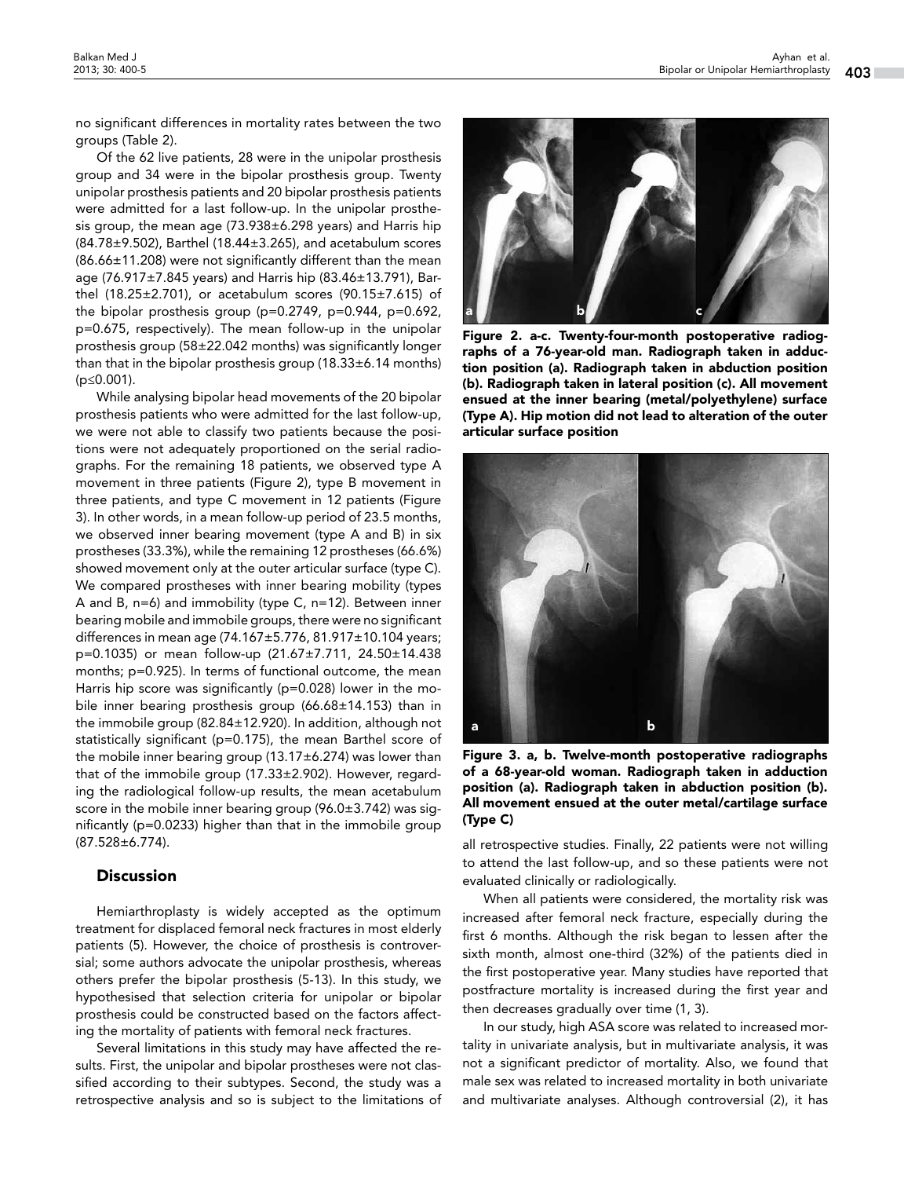no significant differences in mortality rates between the two groups (Table 2).

Of the 62 live patients, 28 were in the unipolar prosthesis group and 34 were in the bipolar prosthesis group. Twenty unipolar prosthesis patients and 20 bipolar prosthesis patients were admitted for a last follow-up. In the unipolar prosthesis group, the mean age (73.938±6.298 years) and Harris hip (84.78±9.502), Barthel (18.44±3.265), and acetabulum scores (86.66±11.208) were not significantly different than the mean age (76.917±7.845 years) and Harris hip (83.46±13.791), Barthel (18.25±2.701), or acetabulum scores (90.15±7.615) of the bipolar prosthesis group (p=0.2749, p=0.944, p=0.692, p=0.675, respectively). The mean follow-up in the unipolar prosthesis group (58±22.042 months) was significantly longer than that in the bipolar prosthesis group (18.33±6.14 months) (p≤0.001).

While analysing bipolar head movements of the 20 bipolar prosthesis patients who were admitted for the last follow-up, we were not able to classify two patients because the positions were not adequately proportioned on the serial radiographs. For the remaining 18 patients, we observed type A movement in three patients (Figure 2), type B movement in three patients, and type C movement in 12 patients (Figure 3). In other words, in a mean follow-up period of 23.5 months, we observed inner bearing movement (type A and B) in six prostheses (33.3%), while the remaining 12 prostheses (66.6%) showed movement only at the outer articular surface (type C). We compared prostheses with inner bearing mobility (types A and B, n=6) and immobility (type C, n=12). Between inner bearing mobile and immobile groups, there were no significant differences in mean age (74.167±5.776, 81.917±10.104 years; p=0.1035) or mean follow-up (21.67±7.711, 24.50±14.438 months; p=0.925). In terms of functional outcome, the mean Harris hip score was significantly (p=0.028) lower in the mobile inner bearing prosthesis group (66.68±14.153) than in the immobile group (82.84±12.920). In addition, although not statistically significant (p=0.175), the mean Barthel score of the mobile inner bearing group (13.17±6.274) was lower than that of the immobile group (17.33±2.902). However, regarding the radiological follow-up results, the mean acetabulum score in the mobile inner bearing group (96.0±3.742) was significantly (p=0.0233) higher than that in the immobile group (87.528±6.774).

**Figure 2. a-c. Twenty-four-month postoperative radiographs of a 76-year-old man. Radiograph taken in adduction position (a). Radiograph taken in abduction position (b). Radiograph taken in lateral position (c). All movement ensued at the inner bearing (metal/polyethylene) surface (Type A). Hip motion did not lead to alteration of the outer articular surface position**

**Figure 3. a, b. Twelve-month postoperative radiographs of a 68-year-old woman. Radiograph taken in adduction position (a). Radiograph taken in abduction position (b). All movement ensued at the outer metal/cartilage surface (Type C)**

## Discussion

Hemiarthroplasty is widely accepted as the optimum treatment for displaced femoral neck fractures in most elderly patients (5). However, the choice of prosthesis is controversial; some authors advocate the unipolar prosthesis, whereas others prefer the bipolar prosthesis (5-13). In this study, we hypothesised that selection criteria for unipolar or bipolar prosthesis could be constructed based on the factors affecting the mortality of patients with femoral neck fractures.

Several limitations in this study may have affected the results. First, the unipolar and bipolar prostheses were not classified according to their subtypes. Second, the study was a retrospective analysis and so is subject to the limitations of all retrospective studies. Finally, 22 patients were not willing to attend the last follow-up, and so these patients were not evaluated clinically or radiologically.

When all patients were considered, the mortality risk was increased after femoral neck fracture, especially during the first 6 months. Although the risk began to lessen after the sixth month, almost one-third (32%) of the patients died in the first postoperative year. Many studies have reported that postfracture mortality is increased during the first year and then decreases gradually over time (1, 3).

In our study, high ASA score was related to increased mortality in univariate analysis, but in multivariate analysis, it was not a significant predictor of mortality. Also, we found that male sex was related to increased mortality in both univariate and multivariate analyses. Although controversial (2), it has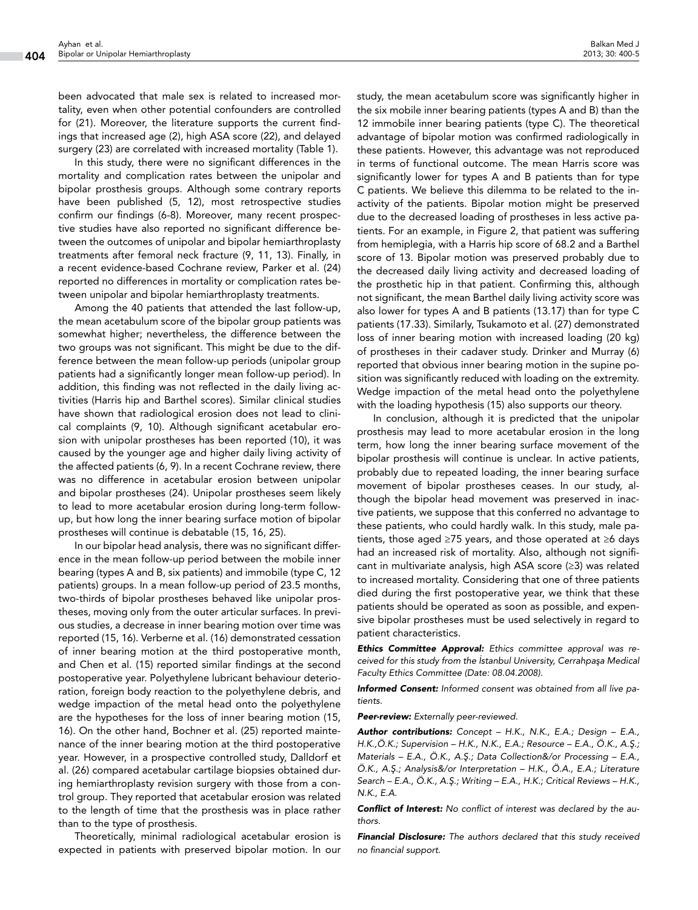been advocated that male sex is related to increased mortality, even when other potential confounders are controlled for (21). Moreover, the literature supports the current findings that increased age (2), high ASA score (22), and delayed surgery (23) are correlated with increased mortality (Table 1).

In this study, there were no significant differences in the mortality and complication rates between the unipolar and bipolar prosthesis groups. Although some contrary reports have been published (5, 12), most retrospective studies confirm our findings (6-8). Moreover, many recent prospective studies have also reported no significant difference between the outcomes of unipolar and bipolar hemiarthroplasty treatments after femoral neck fracture (9, 11, 13). Finally, in a recent evidence-based Cochrane review, Parker et al. (24) reported no differences in mortality or complication rates between unipolar and bipolar hemiarthroplasty treatments.

Among the 40 patients that attended the last follow-up, the mean acetabulum score of the bipolar group patients was somewhat higher; nevertheless, the difference between the two groups was not significant. This might be due to the difference between the mean follow-up periods (unipolar group patients had a significantly longer mean follow-up period). In addition, this finding was not reflected in the daily living activities (Harris hip and Barthel scores). Similar clinical studies have shown that radiological erosion does not lead to clinical complaints (9, 10). Although significant acetabular erosion with unipolar prostheses has been reported (10), it was caused by the younger age and higher daily living activity of the affected patients (6, 9). In a recent Cochrane review, there was no difference in acetabular erosion between unipolar and bipolar prostheses (24). Unipolar prostheses seem likely to lead to more acetabular erosion during long-term follow-up, but how long the inner bearing surface motion of bipolar prostheses will continue is debatable (15, 16, 25).

In our bipolar head analysis, there was no significant difference in the mean follow-up period between the mobile inner bearing (types A and B, six patients) and immobile (type C, 12 patients) groups. In a mean follow-up period of 23.5 months, two-thirds of bipolar prostheses behaved like unipolar prostheses, moving only from the outer articular surfaces. In previous studies, a decrease in inner bearing motion over time was reported (15, 16). Verberne et al. (16) demonstrated cessation of inner bearing motion at the third postoperative month, and Chen et al. (15) reported similar findings at the second postoperative year. Polyethylene lubricant behaviour deterioration, foreign body reaction to the polyethylene debris, and wedge impaction of the metal head onto the polyethylene are the hypotheses for the loss of inner bearing motion (15, 16). On the other hand, Bochner et al. (25) reported maintenance of the inner bearing motion at the third postoperative year. However, in a prospective controlled study, Dalldorf et al. (26) compared acetabular cartilage biopsies obtained during hemiarthroplasty revision surgery with those from a control group. They reported that acetabular erosion was related to the length of time that the prosthesis was in place rather than to the type of prosthesis.

Theoretically, minimal radiological acetabular erosion is expected in patients with preserved bipolar motion. In our study, the mean acetabulum score was significantly higher in the six mobile inner bearing patients (types A and B) than the 12 immobile inner bearing patients (type C). The theoretical advantage of bipolar motion was confirmed radiologically in these patients. However, this advantage was not reproduced in terms of functional outcome. The mean Harris score was significantly lower for types A and B patients than for type C patients. We believe this dilemma to be related to the inactivity of the patients. Bipolar motion might be preserved due to the decreased loading of prostheses in less active patients. For an example, in Figure 2, that patient was suffering from hemiplegia, with a Harris hip score of 68.2 and a Barthel score of 13. Bipolar motion was preserved probably due to the decreased daily living activity and decreased loading of the prosthetic hip in that patient. Confirming this, although not significant, the mean Barthel daily living activity score was also lower for types A and B patients (13.17) than for type C patients (17.33). Similarly, Tsukamoto et al. (27) demonstrated loss of inner bearing motion with increased loading (20 kg) of prostheses in their cadaver study. Drinker and Murray (6) reported that obvious inner bearing motion in the supine position was significantly reduced with loading on the extremity. Wedge impaction of the metal head onto the polyethylene with the loading hypothesis (15) also supports our theory.

In conclusion, although it is predicted that the unipolar prosthesis may lead to more acetabular erosion in the long term, how long the inner bearing surface movement of the bipolar prosthesis will continue is unclear. In active patients, probably due to repeated loading, the inner bearing surface movement of bipolar prostheses ceases. In our study, although the bipolar head movement was preserved in inactive patients, we suppose that this conferred no advantage to these patients, who could hardly walk. In this study, male patients, those aged ≥75 years, and those operated at ≥6 days had an increased risk of mortality. Also, although not significant in multivariate analysis, high ASA score (≥3) was related to increased mortality. Considering that one of three patients died during the first postoperative year, we think that these patients should be operated as soon as possible, and expensive bipolar prostheses must be used selectively in regard to patient characteristics.

***Ethics Committee Approval:*** *Ethics committee approval was received for this study from the İstanbul University, Cerrahpaşa Medical Faculty Ethics Committee (Date: 08.04.2008).*

***Informed Consent:*** *Informed consent was obtained from all live patients.*

***Peer-review:*** *Externally peer-reviewed.*

***Author contributions:*** *Concept – H.K., N.K., E.A.; Design – E.A., H.K.,Ö.K.; Supervision – H.K., N.K., E.A.; Resource – E.A., Ö.K., A.Ş.; Materials – E.A., Ö.K., A.Ş.; Data Collection&/or Processing – E.A., Ö.K., A.Ş.; Analysis&/or Interpretation – H.K., Ö.A., E.A.; Literature Search – E.A., Ö.K., A.Ş.; Writing – E.A., H.K.; Critical Reviews – H.K., N.K., E.A.*

***Conflict of Interest:*** *No conflict of interest was declared by the authors.*

***Financial Disclosure:*** *The authors declared that this study received no financial support.*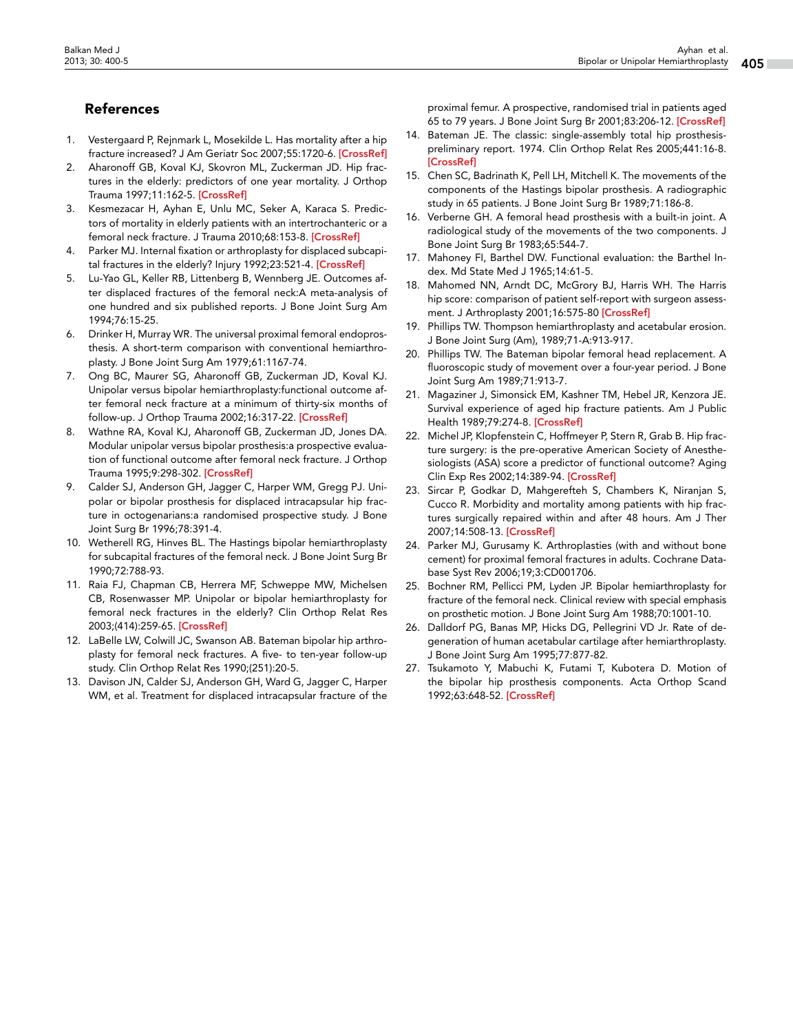## References

1. Vestergaard P, Rejnmark L, Mosekilde L. Has mortality after a hip fracture increased? J Am Geriatr Soc 2007;55:1720-6. [CrossRef]
2. Aharonoff GB, Koval KJ, Skovron ML, Zuckerman JD. Hip fractures in the elderly: predictors of one year mortality. J Orthop Trauma 1997;11:162-5. [CrossRef]
3. Kesmezacar H, Ayhan E, Unlu MC, Seker A, Karaca S. Predictors of mortality in elderly patients with an intertrochanteric or a femoral neck fracture. J Trauma 2010;68:153-8. [CrossRef]
4. Parker MJ. Internal fixation or arthroplasty for displaced subcapital fractures in the elderly? Injury 1992;23:521-4. [CrossRef]
5. Lu-Yao GL, Keller RB, Littenberg B, Wennberg JE. Outcomes after displaced fractures of the femoral neck:A meta-analysis of one hundred and six published reports. J Bone Joint Surg Am 1994;76:15-25.
6. Drinker H, Murray WR. The universal proximal femoral endoprosthesis. A short-term comparison with conventional hemiarthroplasty. J Bone Joint Surg Am 1979;61:1167-74.
7. Ong BC, Maurer SG, Aharonoff GB, Zuckerman JD, Koval KJ. Unipolar versus bipolar hemiarthroplasty:functional outcome after femoral neck fracture at a minimum of thirty-six months of follow-up. J Orthop Trauma 2002;16:317-22. [CrossRef]
8. Wathne RA, Koval KJ, Aharonoff GB, Zuckerman JD, Jones DA. Modular unipolar versus bipolar prosthesis:a prospective evaluation of functional outcome after femoral neck fracture. J Orthop Trauma 1995;9:298-302. [CrossRef]
9. Calder SJ, Anderson GH, Jagger C, Harper WM, Gregg PJ. Unipolar or bipolar prosthesis for displaced intracapsular hip fracture in octogenarians:a randomised prospective study. J Bone Joint Surg Br 1996;78:391-4.
10. Wetherell RG, Hinves BL. The Hastings bipolar hemiarthroplasty for subcapital fractures of the femoral neck. J Bone Joint Surg Br 1990;72:788-93.
11. Raia FJ, Chapman CB, Herrera MF, Schweppe MW, Michelsen CB, Rosenwasser MP. Unipolar or bipolar hemiarthroplasty for femoral neck fractures in the elderly? Clin Orthop Relat Res 2003;(414):259-65. [CrossRef]
12. LaBelle LW, Colwill JC, Swanson AB. Bateman bipolar hip arthroplasty for femoral neck fractures. A five- to ten-year follow-up study. Clin Orthop Relat Res 1990;(251):20-5.
13. Davison JN, Calder SJ, Anderson GH, Ward G, Jagger C, Harper WM, et al. Treatment for displaced intracapsular fracture of the proximal femur. A prospective, randomised trial in patients aged 65 to 79 years. J Bone Joint Surg Br 2001;83:206-12. [CrossRef]
14. Bateman JE. The classic: single-assembly total hip prosthesis-preliminary report. 1974. Clin Orthop Relat Res 2005;441:16-8. [CrossRef]
15. Chen SC, Badrinath K, Pell LH, Mitchell K. The movements of the components of the Hastings bipolar prosthesis. A radiographic study in 65 patients. J Bone Joint Surg Br 1989;71:186-8.
16. Verberne GH. A femoral head prosthesis with a built-in joint. A radiological study of the movements of the two components. J Bone Joint Surg Br 1983;65:544-7.
17. Mahoney FI, Barthel DW. Functional evaluation: the Barthel Index. Md State Med J 1965;14:61-5.
18. Mahomed NN, Arndt DC, McGrory BJ, Harris WH. The Harris hip score: comparison of patient self-report with surgeon assessment. J Arthroplasty 2001;16:575-80 [CrossRef]
19. Phillips TW. Thompson hemiarthroplasty and acetabular erosion. J Bone Joint Surg (Am), 1989;71-A:913-917.
20. Phillips TW. The Bateman bipolar femoral head replacement. A fluoroscopic study of movement over a four-year period. J Bone Joint Surg Am 1989;71:913-7.
21. Magaziner J, Simonsick EM, Kashner TM, Hebel JR, Kenzora JE. Survival experience of aged hip fracture patients. Am J Public Health 1989;79:274-8. [CrossRef]
22. Michel JP, Klopfenstein C, Hoffmeyer P, Stern R, Grab B. Hip fracture surgery: is the pre-operative American Society of Anesthesiologists (ASA) score a predictor of functional outcome? Aging Clin Exp Res 2002;14:389-94. [CrossRef]
23. Sircar P, Godkar D, Mahgerefteh S, Chambers K, Niranjan S, Cucco R. Morbidity and mortality among patients with hip fractures surgically repaired within and after 48 hours. Am J Ther 2007;14:508-13. [CrossRef]
24. Parker MJ, Gurusamy K. Arthroplasties (with and without bone cement) for proximal femoral fractures in adults. Cochrane Database Syst Rev 2006;19;3:CD001706.
25. Bochner RM, Pellicci PM, Lyden JP. Bipolar hemiarthroplasty for fracture of the femoral neck. Clinical review with special emphasis on prosthetic motion. J Bone Joint Surg Am 1988;70:1001-10.
26. Dalldorf PG, Banas MP, Hicks DG, Pellegrini VD Jr. Rate of degeneration of human acetabular cartilage after hemiarthroplasty. J Bone Joint Surg Am 1995;77:877-82.
27. Tsukamoto Y, Mabuchi K, Futami T, Kubotera D. Motion of the bipolar hip prosthesis components. Acta Orthop Scand 1992;63:648-52. [CrossRef]